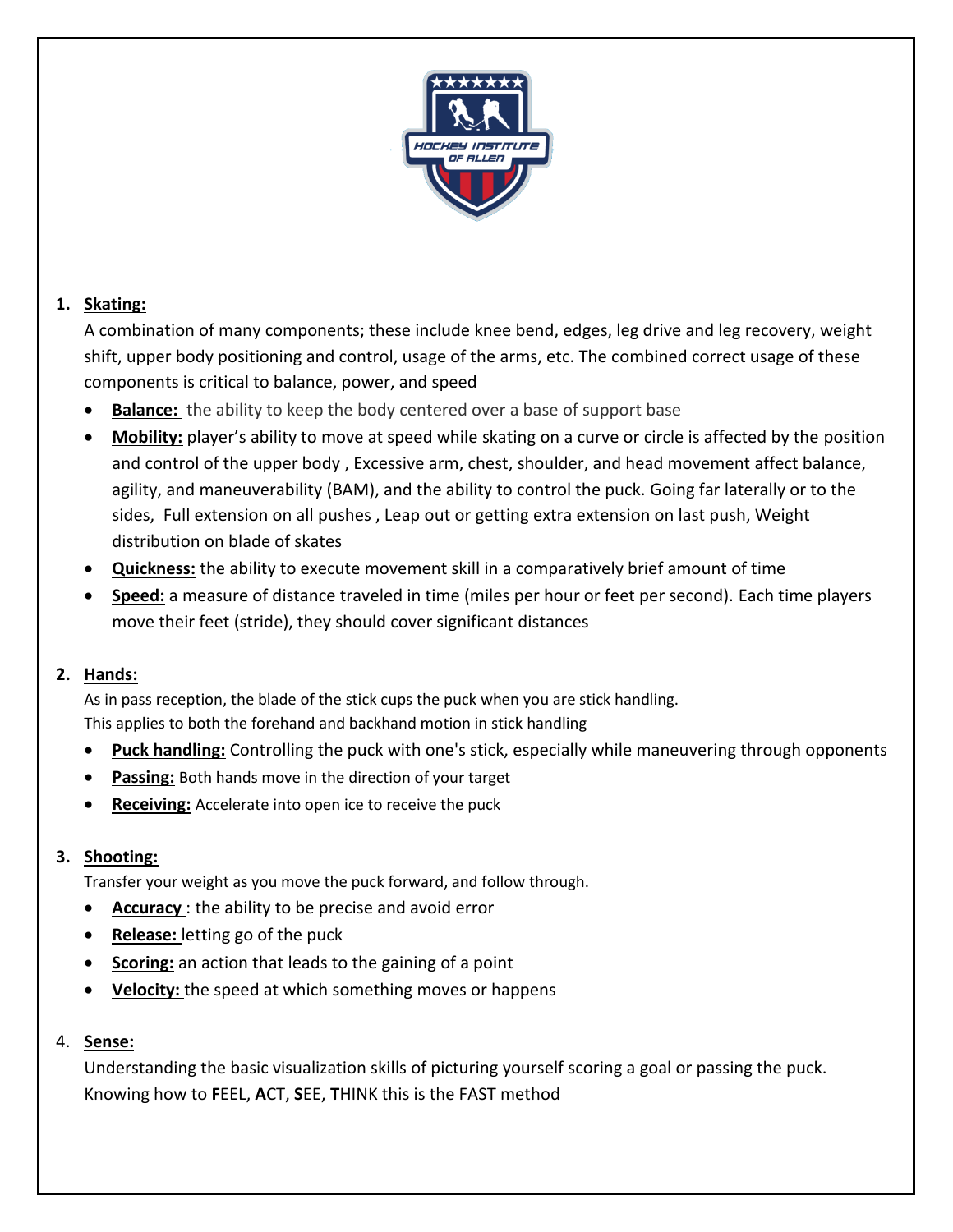1. **Skating:**

   A combination of many components; these include knee bend, edges, leg drive and leg recovery, weight shift, upper body positioning and control, usage of the arms, etc. The combined correct usage of these components is critical to balance, power, and speed

   - **Balance:** the ability to keep the body centered over a base of support base
   - **Mobility:** player's ability to move at speed while skating on a curve or circle is affected by the position and control of the upper body , Excessive arm, chest, shoulder, and head movement affect balance, agility, and maneuverability (BAM), and the ability to control the puck. Going far laterally or to the sides, Full extension on all pushes , Leap out or getting extra extension on last push, Weight distribution on blade of skates
   - **Quickness:** the ability to execute movement skill in a comparatively brief amount of time
   - **Speed:** a measure of distance traveled in time (miles per hour or feet per second). Each time players move their feet (stride), they should cover significant distances

2. **Hands:**

   As in pass reception, the blade of the stick cups the puck when you are stick handling.
   This applies to both the forehand and backhand motion in stick handling

   - **Puck handling:** Controlling the puck with one's stick, especially while maneuvering through opponents
   - **Passing:** Both hands move in the direction of your target
   - **Receiving:** Accelerate into open ice to receive the puck

3. **Shooting:**

   Transfer your weight as you move the puck forward, and follow through.

   - **Accuracy** : the ability to be precise and avoid error
   - **Release:** letting go of the puck
   - **Scoring:** an action that leads to the gaining of a point
   - **Velocity:** the speed at which something moves or happens

4. **Sense:**

   Understanding the basic visualization skills of picturing yourself scoring a goal or passing the puck. Knowing how to **F**EEL, **A**CT, **S**EE, **T**HINK this is the FAST method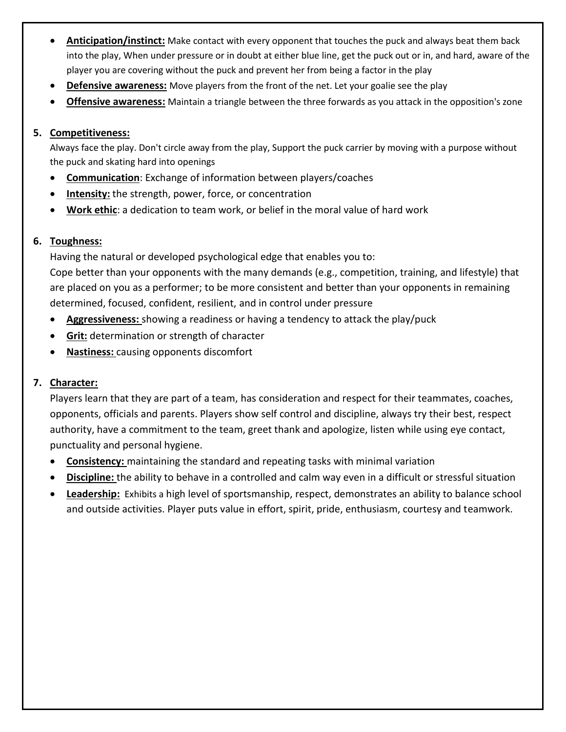- **Anticipation/instinct:** Make contact with every opponent that touches the puck and always beat them back into the play, When under pressure or in doubt at either blue line, get the puck out or in, and hard, aware of the player you are covering without the puck and prevent her from being a factor in the play
- **Defensive awareness:** Move players from the front of the net. Let your goalie see the play
- **Offensive awareness:** Maintain a triangle between the three forwards as you attack in the opposition's zone

5. **Competitiveness:**

Always face the play. Don't circle away from the play, Support the puck carrier by moving with a purpose without the puck and skating hard into openings

- **Communication**: Exchange of information between players/coaches
- **Intensity:** the strength, power, force, or concentration
- **Work ethic**: a dedication to team work, or belief in the moral value of hard work

6. **Toughness:**

Having the natural or developed psychological edge that enables you to:
Cope better than your opponents with the many demands (e.g., competition, training, and lifestyle) that are placed on you as a performer; to be more consistent and better than your opponents in remaining determined, focused, confident, resilient, and in control under pressure

- **Aggressiveness:** showing a readiness or having a tendency to attack the play/puck
- **Grit:** determination or strength of character
- **Nastiness:** causing opponents discomfort

7. **Character:**

Players learn that they are part of a team, has consideration and respect for their teammates, coaches, opponents, officials and parents. Players show self control and discipline, always try their best, respect authority, have a commitment to the team, greet thank and apologize, listen while using eye contact, punctuality and personal hygiene.

- **Consistency:** maintaining the standard and repeating tasks with minimal variation
- **Discipline:** the ability to behave in a controlled and calm way even in a difficult or stressful situation
- **Leadership:** Exhibits a high level of sportsmanship, respect, demonstrates an ability to balance school and outside activities. Player puts value in effort, spirit, pride, enthusiasm, courtesy and teamwork.